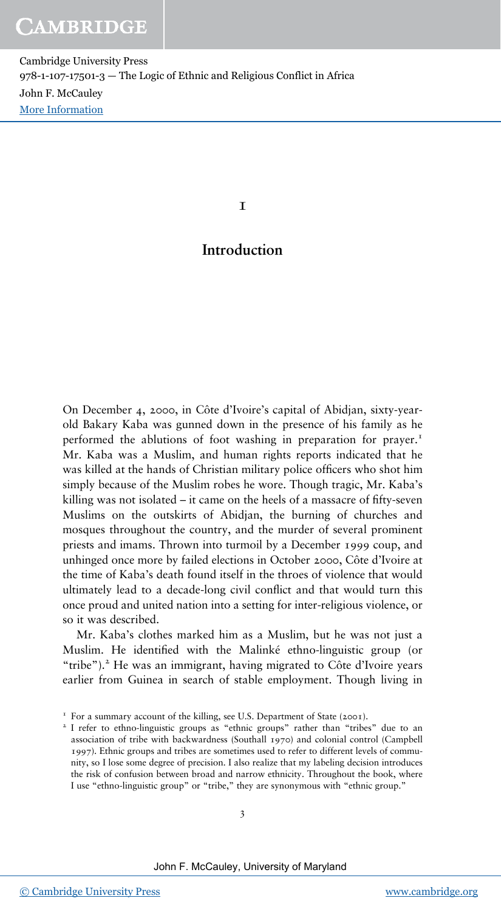# 1

# Introduction

On December 4, 2000, in Côte d'Ivoire's capital of Abidjan, sixty-year-old Bakary Kaba was gunned down in the presence of his family as he performed the ablutions of foot washing in preparation for prayer.[1] Mr. Kaba was a Muslim, and human rights reports indicated that he was killed at the hands of Christian military police officers who shot him simply because of the Muslim robes he wore. Though tragic, Mr. Kaba's killing was not isolated – it came on the heels of a massacre of fifty-seven Muslims on the outskirts of Abidjan, the burning of churches and mosques throughout the country, and the murder of several prominent priests and imams. Thrown into turmoil by a December 1999 coup, and unhinged once more by failed elections in October 2000, Côte d'Ivoire at the time of Kaba's death found itself in the throes of violence that would ultimately lead to a decade-long civil conflict and that would turn this once proud and united nation into a setting for inter-religious violence, or so it was described.

Mr. Kaba's clothes marked him as a Muslim, but he was not just a Muslim. He identified with the Malinké ethno-linguistic group (or "tribe").[2] He was an immigrant, having migrated to Côte d'Ivoire years earlier from Guinea in search of stable employment. Though living in

[1] For a summary account of the killing, see U.S. Department of State (2001).

[2] I refer to ethno-linguistic groups as "ethnic groups" rather than "tribes" due to an association of tribe with backwardness (Southall 1970) and colonial control (Campbell 1997). Ethnic groups and tribes are sometimes used to refer to different levels of community, so I lose some degree of precision. I also realize that my labeling decision introduces the risk of confusion between broad and narrow ethnicity. Throughout the book, where I use "ethno-linguistic group" or "tribe," they are synonymous with "ethnic group."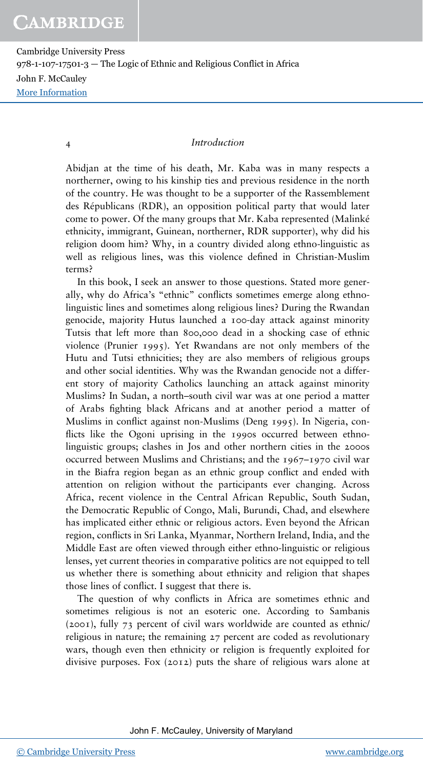Abidjan at the time of his death, Mr. Kaba was in many respects a northerner, owing to his kinship ties and previous residence in the north of the country. He was thought to be a supporter of the Rassemblement des Républicans (RDR), an opposition political party that would later come to power. Of the many groups that Mr. Kaba represented (Malinké ethnicity, immigrant, Guinean, northerner, RDR supporter), why did his religion doom him? Why, in a country divided along ethno-linguistic as well as religious lines, was this violence defined in Christian-Muslim terms?

In this book, I seek an answer to those questions. Stated more generally, why do Africa's "ethnic" conflicts sometimes emerge along ethno-linguistic lines and sometimes along religious lines? During the Rwandan genocide, majority Hutus launched a 100-day attack against minority Tutsis that left more than 800,000 dead in a shocking case of ethnic violence (Prunier 1995). Yet Rwandans are not only members of the Hutu and Tutsi ethnicities; they are also members of religious groups and other social identities. Why was the Rwandan genocide not a different story of majority Catholics launching an attack against minority Muslims? In Sudan, a north–south civil war was at one period a matter of Arabs fighting black Africans and at another period a matter of Muslims in conflict against non-Muslims (Deng 1995). In Nigeria, conflicts like the Ogoni uprising in the 1990s occurred between ethno-linguistic groups; clashes in Jos and other northern cities in the 2000s occurred between Muslims and Christians; and the 1967–1970 civil war in the Biafra region began as an ethnic group conflict and ended with attention on religion without the participants ever changing. Across Africa, recent violence in the Central African Republic, South Sudan, the Democratic Republic of Congo, Mali, Burundi, Chad, and elsewhere has implicated either ethnic or religious actors. Even beyond the African region, conflicts in Sri Lanka, Myanmar, Northern Ireland, India, and the Middle East are often viewed through either ethno-linguistic or religious lenses, yet current theories in comparative politics are not equipped to tell us whether there is something about ethnicity and religion that shapes those lines of conflict. I suggest that there is.

The question of why conflicts in Africa are sometimes ethnic and sometimes religious is not an esoteric one. According to Sambanis (2001), fully 73 percent of civil wars worldwide are counted as ethnic/religious in nature; the remaining 27 percent are coded as revolutionary wars, though even then ethnicity or religion is frequently exploited for divisive purposes. Fox (2012) puts the share of religious wars alone at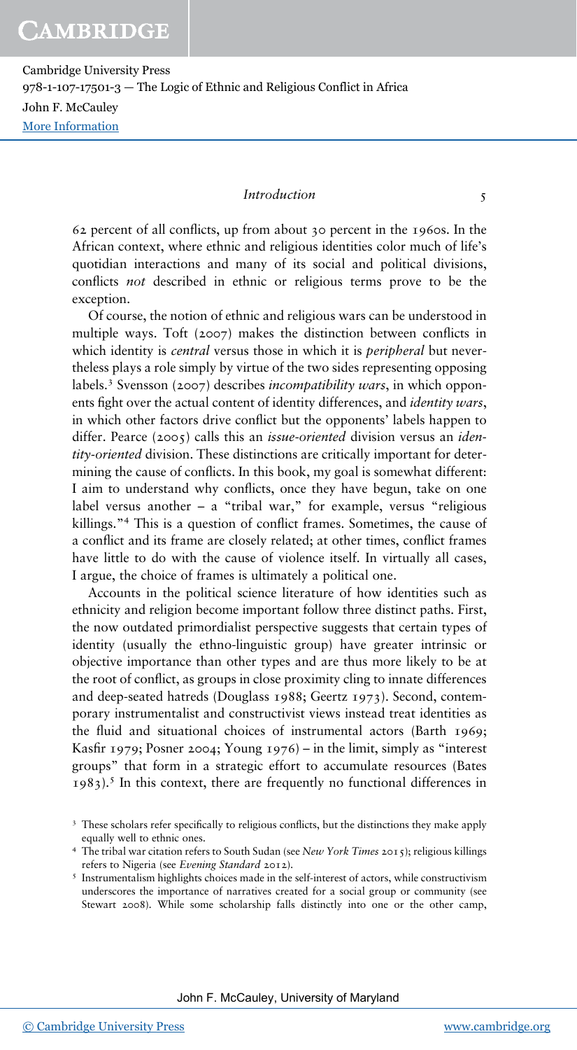62 percent of all conflicts, up from about 30 percent in the 1960s. In the African context, where ethnic and religious identities color much of life's quotidian interactions and many of its social and political divisions, conflicts *not* described in ethnic or religious terms prove to be the exception.

Of course, the notion of ethnic and religious wars can be understood in multiple ways. Toft (2007) makes the distinction between conflicts in which identity is *central* versus those in which it is *peripheral* but nevertheless plays a role simply by virtue of the two sides representing opposing labels.[3] Svensson (2007) describes *incompatibility wars*, in which opponents fight over the actual content of identity differences, and *identity wars*, in which other factors drive conflict but the opponents' labels happen to differ. Pearce (2005) calls this an *issue-oriented* division versus an *identity-oriented* division. These distinctions are critically important for determining the cause of conflicts. In this book, my goal is somewhat different: I aim to understand why conflicts, once they have begun, take on one label versus another – a "tribal war," for example, versus "religious killings."[4] This is a question of conflict frames. Sometimes, the cause of a conflict and its frame are closely related; at other times, conflict frames have little to do with the cause of violence itself. In virtually all cases, I argue, the choice of frames is ultimately a political one.

Accounts in the political science literature of how identities such as ethnicity and religion become important follow three distinct paths. First, the now outdated primordialist perspective suggests that certain types of identity (usually the ethno-linguistic group) have greater intrinsic or objective importance than other types and are thus more likely to be at the root of conflict, as groups in close proximity cling to innate differences and deep-seated hatreds (Douglass 1988; Geertz 1973). Second, contemporary instrumentalist and constructivist views instead treat identities as the fluid and situational choices of instrumental actors (Barth 1969; Kasfir 1979; Posner 2004; Young 1976) – in the limit, simply as "interest groups" that form in a strategic effort to accumulate resources (Bates 1983).[5] In this context, there are frequently no functional differences in

[3] These scholars refer specifically to religious conflicts, but the distinctions they make apply equally well to ethnic ones.

[4] The tribal war citation refers to South Sudan (see *New York Times* 2015); religious killings refers to Nigeria (see *Evening Standard* 2012).

[5] Instrumentalism highlights choices made in the self-interest of actors, while constructivism underscores the importance of narratives created for a social group or community (see Stewart 2008). While some scholarship falls distinctly into one or the other camp,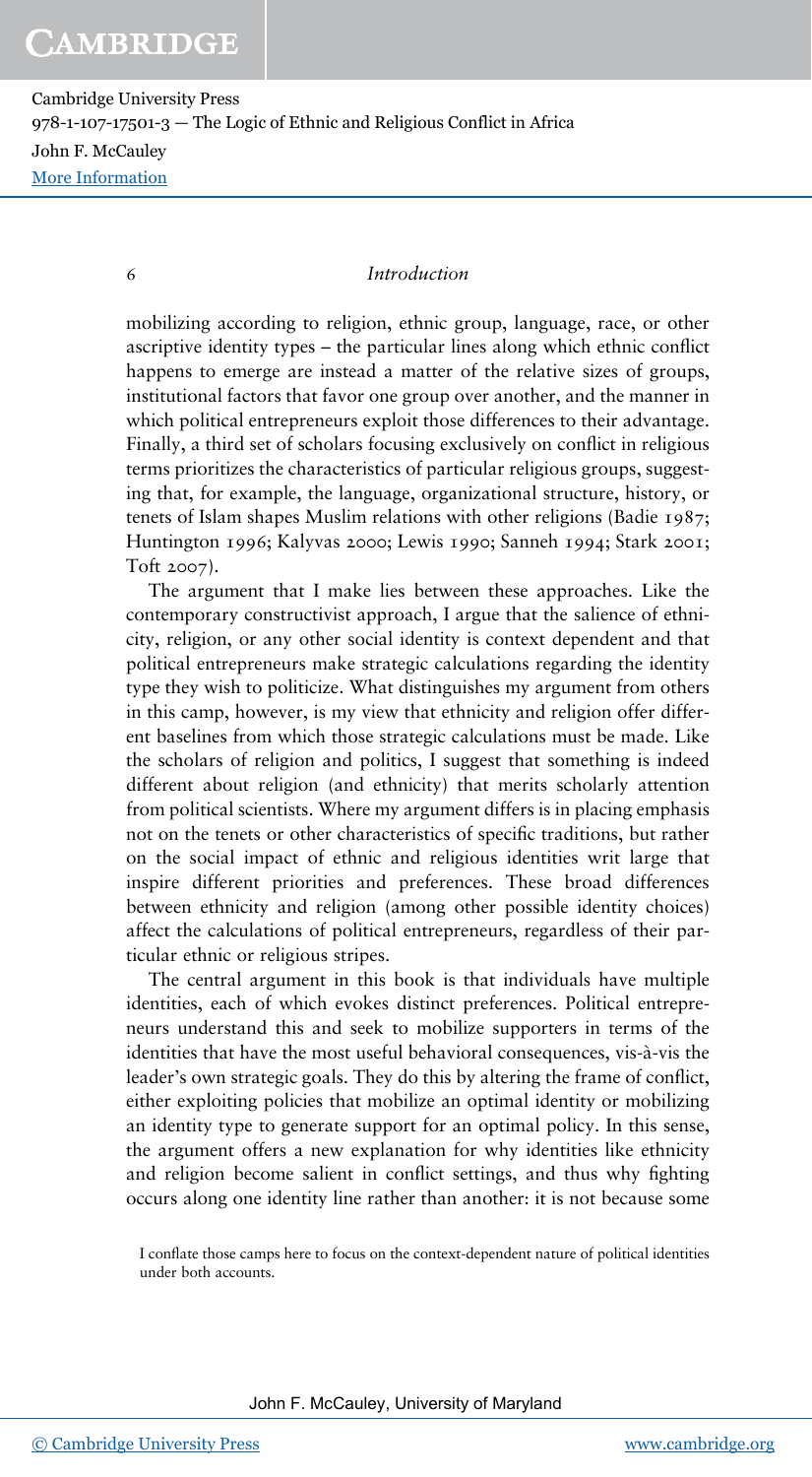mobilizing according to religion, ethnic group, language, race, or other ascriptive identity types – the particular lines along which ethnic conflict happens to emerge are instead a matter of the relative sizes of groups, institutional factors that favor one group over another, and the manner in which political entrepreneurs exploit those differences to their advantage. Finally, a third set of scholars focusing exclusively on conflict in religious terms prioritizes the characteristics of particular religious groups, suggesting that, for example, the language, organizational structure, history, or tenets of Islam shapes Muslim relations with other religions (Badie 1987; Huntington 1996; Kalyvas 2000; Lewis 1990; Sanneh 1994; Stark 2001; Toft 2007).

The argument that I make lies between these approaches. Like the contemporary constructivist approach, I argue that the salience of ethnicity, religion, or any other social identity is context dependent and that political entrepreneurs make strategic calculations regarding the identity type they wish to politicize. What distinguishes my argument from others in this camp, however, is my view that ethnicity and religion offer different baselines from which those strategic calculations must be made. Like the scholars of religion and politics, I suggest that something is indeed different about religion (and ethnicity) that merits scholarly attention from political scientists. Where my argument differs is in placing emphasis not on the tenets or other characteristics of specific traditions, but rather on the social impact of ethnic and religious identities writ large that inspire different priorities and preferences. These broad differences between ethnicity and religion (among other possible identity choices) affect the calculations of political entrepreneurs, regardless of their particular ethnic or religious stripes.

The central argument in this book is that individuals have multiple identities, each of which evokes distinct preferences. Political entrepreneurs understand this and seek to mobilize supporters in terms of the identities that have the most useful behavioral consequences, vis-à-vis the leader's own strategic goals. They do this by altering the frame of conflict, either exploiting policies that mobilize an optimal identity or mobilizing an identity type to generate support for an optimal policy. In this sense, the argument offers a new explanation for why identities like ethnicity and religion become salient in conflict settings, and thus why fighting occurs along one identity line rather than another: it is not because some

I conflate those camps here to focus on the context-dependent nature of political identities under both accounts.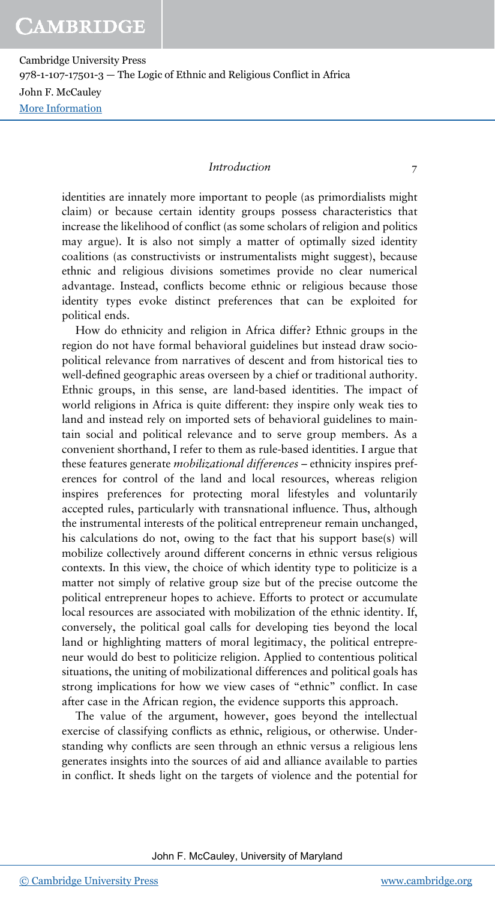identities are innately more important to people (as primordialists might claim) or because certain identity groups possess characteristics that increase the likelihood of conflict (as some scholars of religion and politics may argue). It is also not simply a matter of optimally sized identity coalitions (as constructivists or instrumentalists might suggest), because ethnic and religious divisions sometimes provide no clear numerical advantage. Instead, conflicts become ethnic or religious because those identity types evoke distinct preferences that can be exploited for political ends.

How do ethnicity and religion in Africa differ? Ethnic groups in the region do not have formal behavioral guidelines but instead draw sociopolitical relevance from narratives of descent and from historical ties to well-defined geographic areas overseen by a chief or traditional authority. Ethnic groups, in this sense, are land-based identities. The impact of world religions in Africa is quite different: they inspire only weak ties to land and instead rely on imported sets of behavioral guidelines to maintain social and political relevance and to serve group members. As a convenient shorthand, I refer to them as rule-based identities. I argue that these features generate *mobilizational differences* – ethnicity inspires preferences for control of the land and local resources, whereas religion inspires preferences for protecting moral lifestyles and voluntarily accepted rules, particularly with transnational influence. Thus, although the instrumental interests of the political entrepreneur remain unchanged, his calculations do not, owing to the fact that his support base(s) will mobilize collectively around different concerns in ethnic versus religious contexts. In this view, the choice of which identity type to politicize is a matter not simply of relative group size but of the precise outcome the political entrepreneur hopes to achieve. Efforts to protect or accumulate local resources are associated with mobilization of the ethnic identity. If, conversely, the political goal calls for developing ties beyond the local land or highlighting matters of moral legitimacy, the political entrepreneur would do best to politicize religion. Applied to contentious political situations, the uniting of mobilizational differences and political goals has strong implications for how we view cases of "ethnic" conflict. In case after case in the African region, the evidence supports this approach.

The value of the argument, however, goes beyond the intellectual exercise of classifying conflicts as ethnic, religious, or otherwise. Understanding why conflicts are seen through an ethnic versus a religious lens generates insights into the sources of aid and alliance available to parties in conflict. It sheds light on the targets of violence and the potential for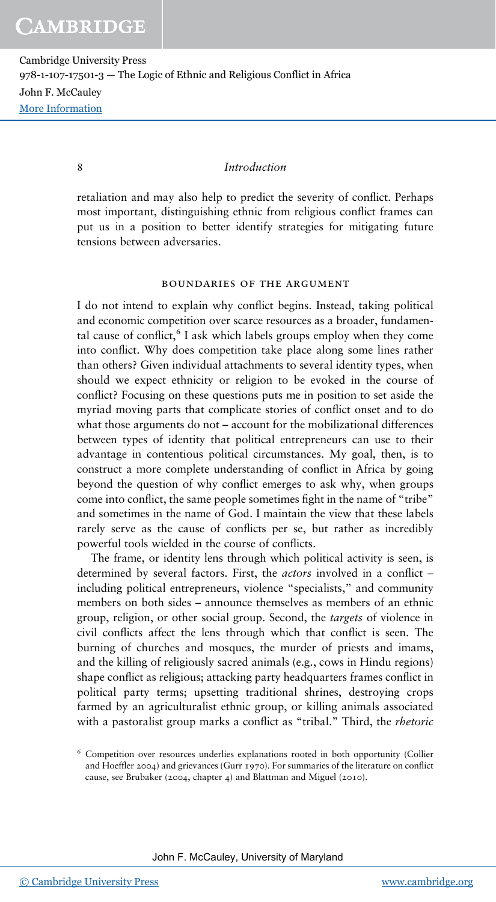retaliation and may also help to predict the severity of conflict. Perhaps most important, distinguishing ethnic from religious conflict frames can put us in a position to better identify strategies for mitigating future tensions between adversaries.

## BOUNDARIES OF THE ARGUMENT

I do not intend to explain why conflict begins. Instead, taking political and economic competition over scarce resources as a broader, fundamental cause of conflict,[6] I ask which labels groups employ when they come into conflict. Why does competition take place along some lines rather than others? Given individual attachments to several identity types, when should we expect ethnicity or religion to be evoked in the course of conflict? Focusing on these questions puts me in position to set aside the myriad moving parts that complicate stories of conflict onset and to do what those arguments do not – account for the mobilizational differences between types of identity that political entrepreneurs can use to their advantage in contentious political circumstances. My goal, then, is to construct a more complete understanding of conflict in Africa by going beyond the question of why conflict emerges to ask why, when groups come into conflict, the same people sometimes fight in the name of "tribe" and sometimes in the name of God. I maintain the view that these labels rarely serve as the cause of conflicts per se, but rather as incredibly powerful tools wielded in the course of conflicts.

The frame, or identity lens through which political activity is seen, is determined by several factors. First, the *actors* involved in a conflict – including political entrepreneurs, violence "specialists," and community members on both sides – announce themselves as members of an ethnic group, religion, or other social group. Second, the *targets* of violence in civil conflicts affect the lens through which that conflict is seen. The burning of churches and mosques, the murder of priests and imams, and the killing of religiously sacred animals (e.g., cows in Hindu regions) shape conflict as religious; attacking party headquarters frames conflict in political party terms; upsetting traditional shrines, destroying crops farmed by an agriculturalist ethnic group, or killing animals associated with a pastoralist group marks a conflict as "tribal." Third, the *rhetoric*

[6] Competition over resources underlies explanations rooted in both opportunity (Collier and Hoeffler 2004) and grievances (Gurr 1970). For summaries of the literature on conflict cause, see Brubaker (2004, chapter 4) and Blattman and Miguel (2010).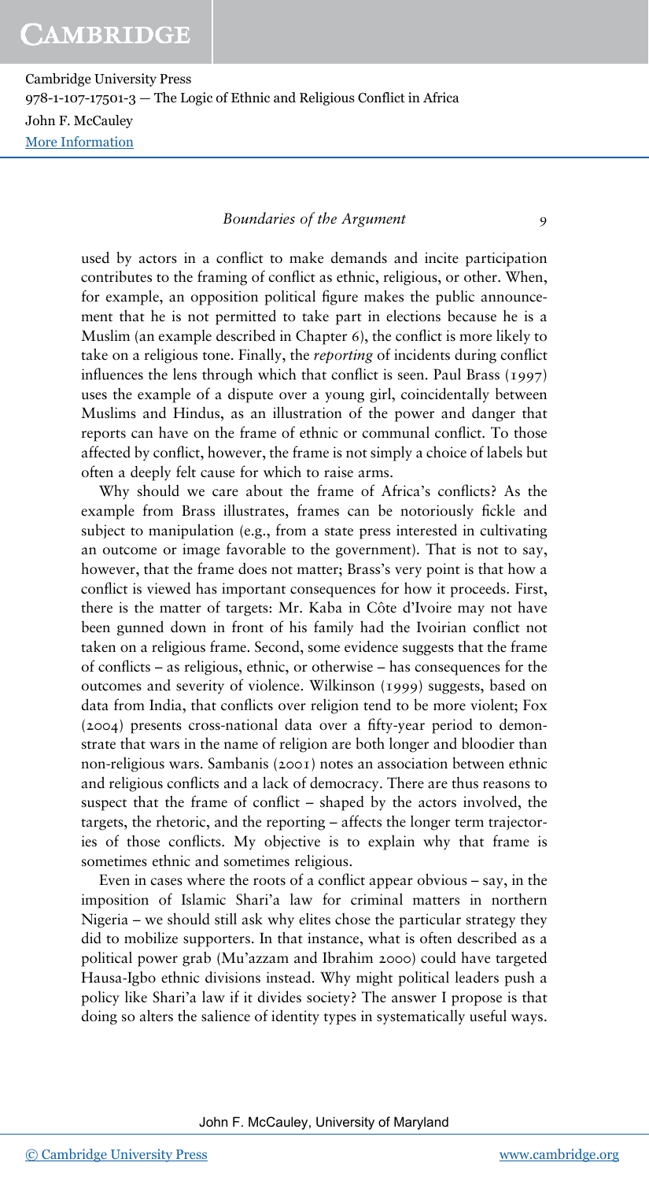used by actors in a conflict to make demands and incite participation contributes to the framing of conflict as ethnic, religious, or other. When, for example, an opposition political figure makes the public announcement that he is not permitted to take part in elections because he is a Muslim (an example described in Chapter 6), the conflict is more likely to take on a religious tone. Finally, the *reporting* of incidents during conflict influences the lens through which that conflict is seen. Paul Brass (1997) uses the example of a dispute over a young girl, coincidentally between Muslims and Hindus, as an illustration of the power and danger that reports can have on the frame of ethnic or communal conflict. To those affected by conflict, however, the frame is not simply a choice of labels but often a deeply felt cause for which to raise arms.

Why should we care about the frame of Africa's conflicts? As the example from Brass illustrates, frames can be notoriously fickle and subject to manipulation (e.g., from a state press interested in cultivating an outcome or image favorable to the government). That is not to say, however, that the frame does not matter; Brass's very point is that how a conflict is viewed has important consequences for how it proceeds. First, there is the matter of targets: Mr. Kaba in Côte d'Ivoire may not have been gunned down in front of his family had the Ivoirian conflict not taken on a religious frame. Second, some evidence suggests that the frame of conflicts – as religious, ethnic, or otherwise – has consequences for the outcomes and severity of violence. Wilkinson (1999) suggests, based on data from India, that conflicts over religion tend to be more violent; Fox (2004) presents cross-national data over a fifty-year period to demonstrate that wars in the name of religion are both longer and bloodier than non-religious wars. Sambanis (2001) notes an association between ethnic and religious conflicts and a lack of democracy. There are thus reasons to suspect that the frame of conflict – shaped by the actors involved, the targets, the rhetoric, and the reporting – affects the longer term trajectories of those conflicts. My objective is to explain why that frame is sometimes ethnic and sometimes religious.

Even in cases where the roots of a conflict appear obvious – say, in the imposition of Islamic Shari'a law for criminal matters in northern Nigeria – we should still ask why elites chose the particular strategy they did to mobilize supporters. In that instance, what is often described as a political power grab (Mu'azzam and Ibrahim 2000) could have targeted Hausa-Igbo ethnic divisions instead. Why might political leaders push a policy like Shari'a law if it divides society? The answer I propose is that doing so alters the salience of identity types in systematically useful ways.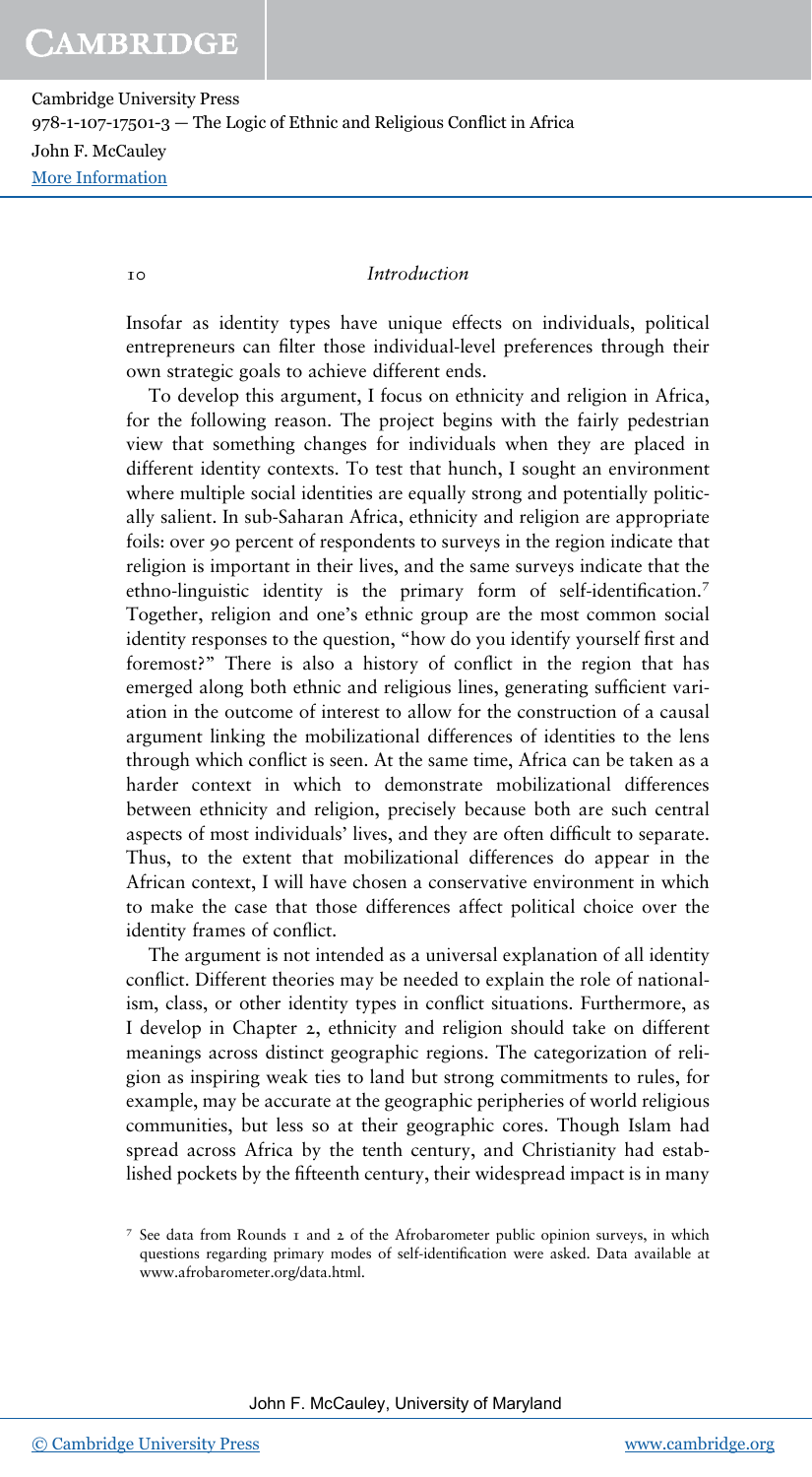Insofar as identity types have unique effects on individuals, political entrepreneurs can filter those individual-level preferences through their own strategic goals to achieve different ends.

To develop this argument, I focus on ethnicity and religion in Africa, for the following reason. The project begins with the fairly pedestrian view that something changes for individuals when they are placed in different identity contexts. To test that hunch, I sought an environment where multiple social identities are equally strong and potentially politically salient. In sub-Saharan Africa, ethnicity and religion are appropriate foils: over 90 percent of respondents to surveys in the region indicate that religion is important in their lives, and the same surveys indicate that the ethno-linguistic identity is the primary form of self-identification.[7] Together, religion and one's ethnic group are the most common social identity responses to the question, "how do you identify yourself first and foremost?" There is also a history of conflict in the region that has emerged along both ethnic and religious lines, generating sufficient variation in the outcome of interest to allow for the construction of a causal argument linking the mobilizational differences of identities to the lens through which conflict is seen. At the same time, Africa can be taken as a harder context in which to demonstrate mobilizational differences between ethnicity and religion, precisely because both are such central aspects of most individuals' lives, and they are often difficult to separate. Thus, to the extent that mobilizational differences do appear in the African context, I will have chosen a conservative environment in which to make the case that those differences affect political choice over the identity frames of conflict.

The argument is not intended as a universal explanation of all identity conflict. Different theories may be needed to explain the role of nationalism, class, or other identity types in conflict situations. Furthermore, as I develop in Chapter 2, ethnicity and religion should take on different meanings across distinct geographic regions. The categorization of religion as inspiring weak ties to land but strong commitments to rules, for example, may be accurate at the geographic peripheries of world religious communities, but less so at their geographic cores. Though Islam had spread across Africa by the tenth century, and Christianity had established pockets by the fifteenth century, their widespread impact is in many

[7] See data from Rounds 1 and 2 of the Afrobarometer public opinion surveys, in which questions regarding primary modes of self-identification were asked. Data available at www.afrobarometer.org/data.html.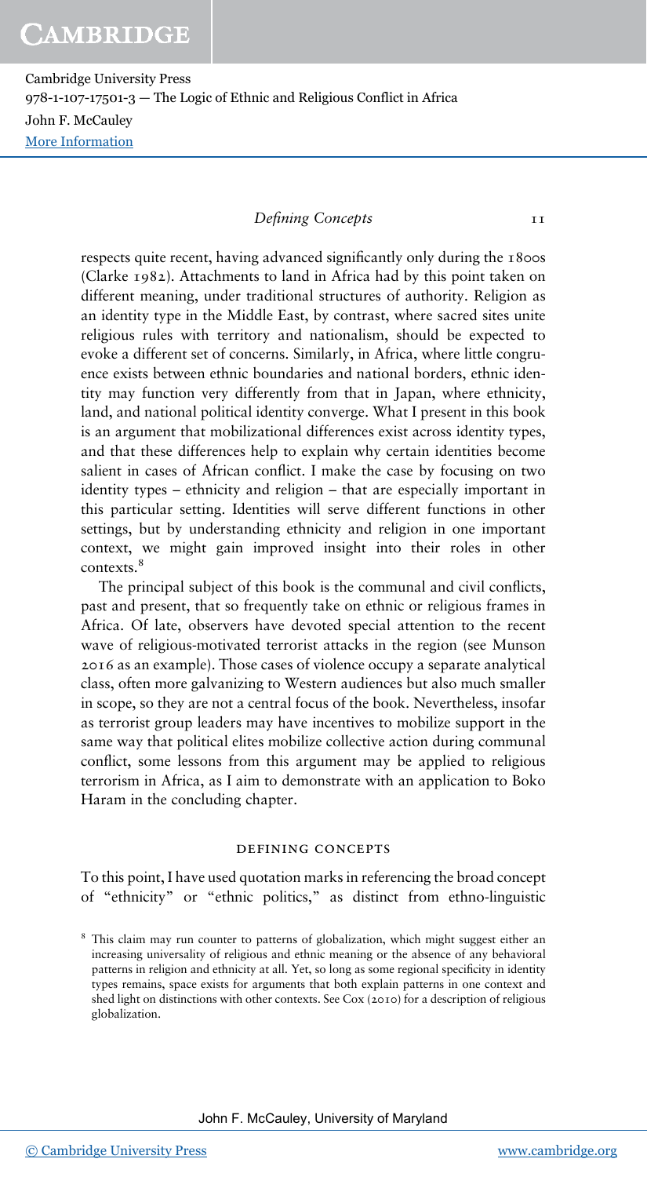respects quite recent, having advanced significantly only during the 1800s (Clarke 1982). Attachments to land in Africa had by this point taken on different meaning, under traditional structures of authority. Religion as an identity type in the Middle East, by contrast, where sacred sites unite religious rules with territory and nationalism, should be expected to evoke a different set of concerns. Similarly, in Africa, where little congruence exists between ethnic boundaries and national borders, ethnic identity may function very differently from that in Japan, where ethnicity, land, and national political identity converge. What I present in this book is an argument that mobilizational differences exist across identity types, and that these differences help to explain why certain identities become salient in cases of African conflict. I make the case by focusing on two identity types – ethnicity and religion – that are especially important in this particular setting. Identities will serve different functions in other settings, but by understanding ethnicity and religion in one important context, we might gain improved insight into their roles in other contexts.[8]

The principal subject of this book is the communal and civil conflicts, past and present, that so frequently take on ethnic or religious frames in Africa. Of late, observers have devoted special attention to the recent wave of religious-motivated terrorist attacks in the region (see Munson 2016 as an example). Those cases of violence occupy a separate analytical class, often more galvanizing to Western audiences but also much smaller in scope, so they are not a central focus of the book. Nevertheless, insofar as terrorist group leaders may have incentives to mobilize support in the same way that political elites mobilize collective action during communal conflict, some lessons from this argument may be applied to religious terrorism in Africa, as I aim to demonstrate with an application to Boko Haram in the concluding chapter.

## DEFINING CONCEPTS

To this point, I have used quotation marks in referencing the broad concept of "ethnicity" or "ethnic politics," as distinct from ethno-linguistic

[8] This claim may run counter to patterns of globalization, which might suggest either an increasing universality of religious and ethnic meaning or the absence of any behavioral patterns in religion and ethnicity at all. Yet, so long as some regional specificity in identity types remains, space exists for arguments that both explain patterns in one context and shed light on distinctions with other contexts. See Cox (2010) for a description of religious globalization.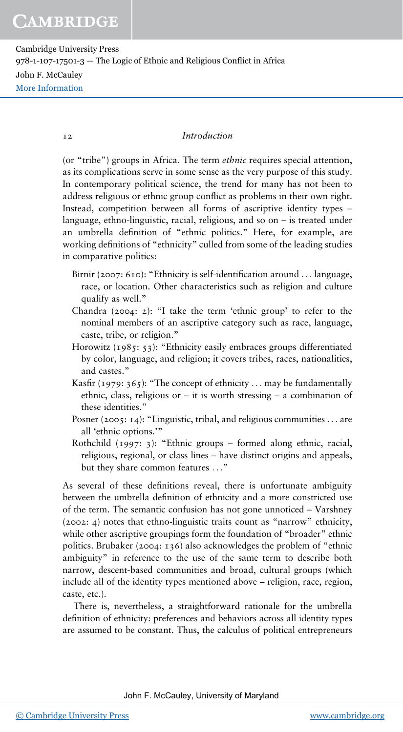(or "tribe") groups in Africa. The term *ethnic* requires special attention, as its complications serve in some sense as the very purpose of this study. In contemporary political science, the trend for many has not been to address religious or ethnic group conflict as problems in their own right. Instead, competition between all forms of ascriptive identity types – language, ethno-linguistic, racial, religious, and so on – is treated under an umbrella definition of "ethnic politics." Here, for example, are working definitions of "ethnicity" culled from some of the leading studies in comparative politics:

- Birnir (2007: 610): "Ethnicity is self-identification around … language, race, or location. Other characteristics such as religion and culture qualify as well."
- Chandra (2004: 2): "I take the term 'ethnic group' to refer to the nominal members of an ascriptive category such as race, language, caste, tribe, or religion."
- Horowitz (1985: 53): "Ethnicity easily embraces groups differentiated by color, language, and religion; it covers tribes, races, nationalities, and castes."
- Kasfir (1979: 365): "The concept of ethnicity … may be fundamentally ethnic, class, religious or – it is worth stressing – a combination of these identities."
- Posner (2005: 14): "Linguistic, tribal, and religious communities … are all 'ethnic options.'"
- Rothchild (1997: 3): "Ethnic groups – formed along ethnic, racial, religious, regional, or class lines – have distinct origins and appeals, but they share common features …"

As several of these definitions reveal, there is unfortunate ambiguity between the umbrella definition of ethnicity and a more constricted use of the term. The semantic confusion has not gone unnoticed – Varshney (2002: 4) notes that ethno-linguistic traits count as "narrow" ethnicity, while other ascriptive groupings form the foundation of "broader" ethnic politics. Brubaker (2004: 136) also acknowledges the problem of "ethnic ambiguity" in reference to the use of the same term to describe both narrow, descent-based communities and broad, cultural groups (which include all of the identity types mentioned above – religion, race, region, caste, etc.).

There is, nevertheless, a straightforward rationale for the umbrella definition of ethnicity: preferences and behaviors across all identity types are assumed to be constant. Thus, the calculus of political entrepreneurs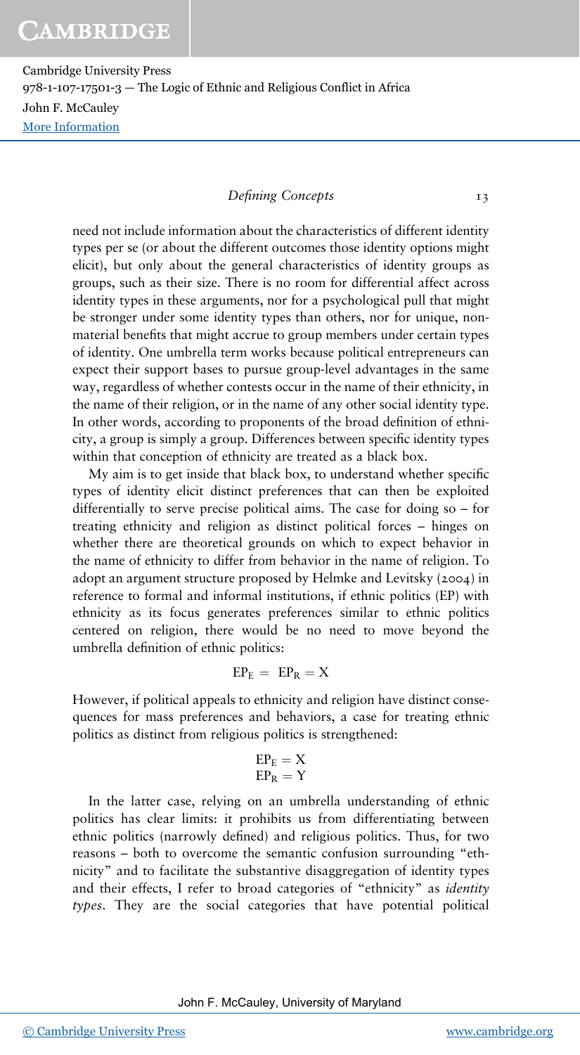need not include information about the characteristics of different identity types per se (or about the different outcomes those identity options might elicit), but only about the general characteristics of identity groups as groups, such as their size. There is no room for differential affect across identity types in these arguments, nor for a psychological pull that might be stronger under some identity types than others, nor for unique, nonmaterial benefits that might accrue to group members under certain types of identity. One umbrella term works because political entrepreneurs can expect their support bases to pursue group-level advantages in the same way, regardless of whether contests occur in the name of their ethnicity, in the name of their religion, or in the name of any other social identity type. In other words, according to proponents of the broad definition of ethnicity, a group is simply a group. Differences between specific identity types within that conception of ethnicity are treated as a black box.

My aim is to get inside that black box, to understand whether specific types of identity elicit distinct preferences that can then be exploited differentially to serve precise political aims. The case for doing so – for treating ethnicity and religion as distinct political forces – hinges on whether there are theoretical grounds on which to expect behavior in the name of ethnicity to differ from behavior in the name of religion. To adopt an argument structure proposed by Helmke and Levitsky (2004) in reference to formal and informal institutions, if ethnic politics (EP) with ethnicity as its focus generates preferences similar to ethnic politics centered on religion, there would be no need to move beyond the umbrella definition of ethnic politics:

$$EP_E = EP_R = X$$

However, if political appeals to ethnicity and religion have distinct consequences for mass preferences and behaviors, a case for treating ethnic politics as distinct from religious politics is strengthened:

$$EP_E = X$$
$$EP_R = Y$$

In the latter case, relying on an umbrella understanding of ethnic politics has clear limits: it prohibits us from differentiating between ethnic politics (narrowly defined) and religious politics. Thus, for two reasons – both to overcome the semantic confusion surrounding "ethnicity" and to facilitate the substantive disaggregation of identity types and their effects, I refer to broad categories of "ethnicity" as *identity types*. They are the social categories that have potential political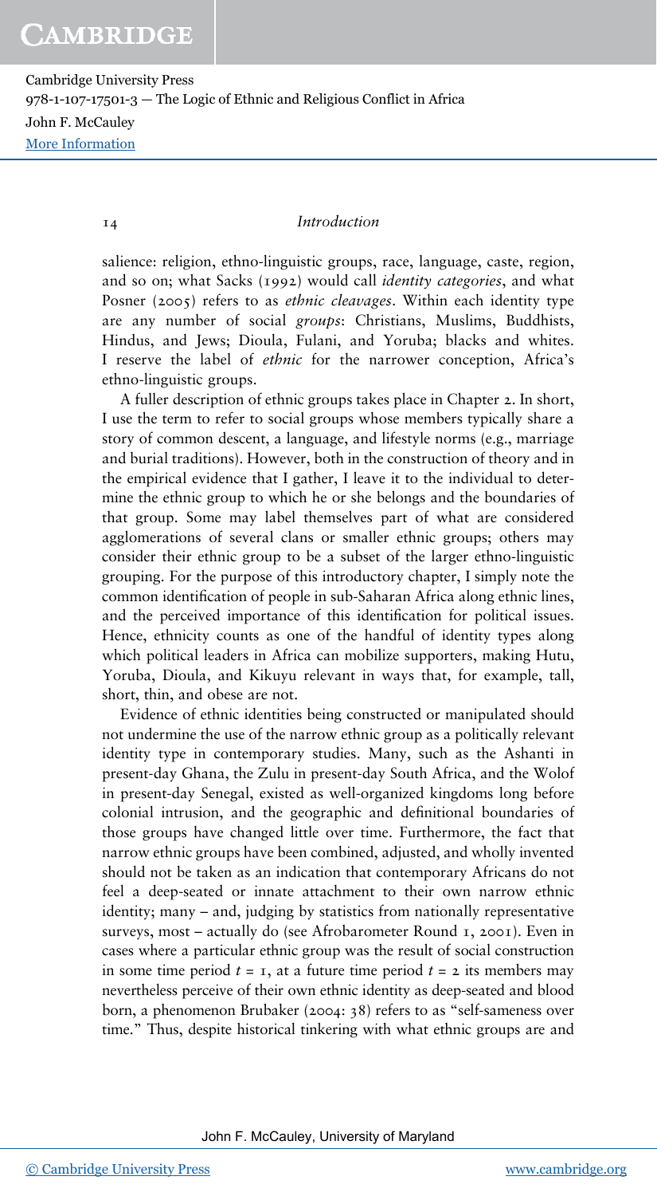salience: religion, ethno-linguistic groups, race, language, caste, region, and so on; what Sacks (1992) would call *identity categories*, and what Posner (2005) refers to as *ethnic cleavages*. Within each identity type are any number of social *groups*: Christians, Muslims, Buddhists, Hindus, and Jews; Dioula, Fulani, and Yoruba; blacks and whites. I reserve the label of *ethnic* for the narrower conception, Africa's ethno-linguistic groups.

A fuller description of ethnic groups takes place in Chapter 2. In short, I use the term to refer to social groups whose members typically share a story of common descent, a language, and lifestyle norms (e.g., marriage and burial traditions). However, both in the construction of theory and in the empirical evidence that I gather, I leave it to the individual to determine the ethnic group to which he or she belongs and the boundaries of that group. Some may label themselves part of what are considered agglomerations of several clans or smaller ethnic groups; others may consider their ethnic group to be a subset of the larger ethno-linguistic grouping. For the purpose of this introductory chapter, I simply note the common identification of people in sub-Saharan Africa along ethnic lines, and the perceived importance of this identification for political issues. Hence, ethnicity counts as one of the handful of identity types along which political leaders in Africa can mobilize supporters, making Hutu, Yoruba, Dioula, and Kikuyu relevant in ways that, for example, tall, short, thin, and obese are not.

Evidence of ethnic identities being constructed or manipulated should not undermine the use of the narrow ethnic group as a politically relevant identity type in contemporary studies. Many, such as the Ashanti in present-day Ghana, the Zulu in present-day South Africa, and the Wolof in present-day Senegal, existed as well-organized kingdoms long before colonial intrusion, and the geographic and definitional boundaries of those groups have changed little over time. Furthermore, the fact that narrow ethnic groups have been combined, adjusted, and wholly invented should not be taken as an indication that contemporary Africans do not feel a deep-seated or innate attachment to their own narrow ethnic identity; many – and, judging by statistics from nationally representative surveys, most – actually do (see Afrobarometer Round 1, 2001). Even in cases where a particular ethnic group was the result of social construction in some time period $t = 1$, at a future time period $t = 2$ its members may nevertheless perceive of their own ethnic identity as deep-seated and blood born, a phenomenon Brubaker (2004: 38) refers to as "self-sameness over time." Thus, despite historical tinkering with what ethnic groups are and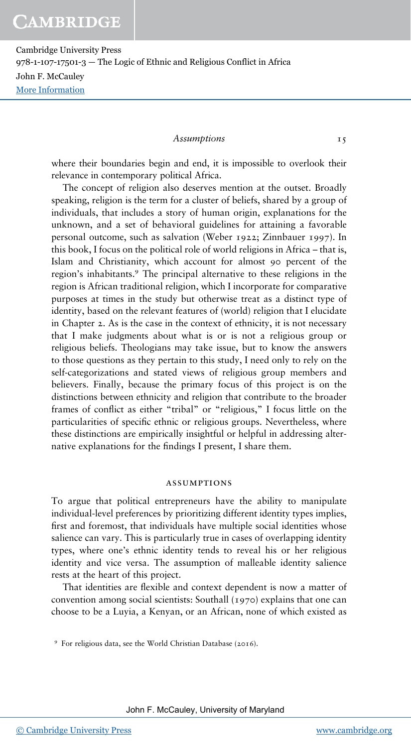where their boundaries begin and end, it is impossible to overlook their relevance in contemporary political Africa.

The concept of religion also deserves mention at the outset. Broadly speaking, religion is the term for a cluster of beliefs, shared by a group of individuals, that includes a story of human origin, explanations for the unknown, and a set of behavioral guidelines for attaining a favorable personal outcome, such as salvation (Weber 1922; Zinnbauer 1997). In this book, I focus on the political role of world religions in Africa – that is, Islam and Christianity, which account for almost 90 percent of the region's inhabitants.[9] The principal alternative to these religions in the region is African traditional religion, which I incorporate for comparative purposes at times in the study but otherwise treat as a distinct type of identity, based on the relevant features of (world) religion that I elucidate in Chapter 2. As is the case in the context of ethnicity, it is not necessary that I make judgments about what is or is not a religious group or religious beliefs. Theologians may take issue, but to know the answers to those questions as they pertain to this study, I need only to rely on the self-categorizations and stated views of religious group members and believers. Finally, because the primary focus of this project is on the distinctions between ethnicity and religion that contribute to the broader frames of conflict as either "tribal" or "religious," I focus little on the particularities of specific ethnic or religious groups. Nevertheless, where these distinctions are empirically insightful or helpful in addressing alternative explanations for the findings I present, I share them.

## ASSUMPTIONS

To argue that political entrepreneurs have the ability to manipulate individual-level preferences by prioritizing different identity types implies, first and foremost, that individuals have multiple social identities whose salience can vary. This is particularly true in cases of overlapping identity types, where one's ethnic identity tends to reveal his or her religious identity and vice versa. The assumption of malleable identity salience rests at the heart of this project.

That identities are flexible and context dependent is now a matter of convention among social scientists: Southall (1970) explains that one can choose to be a Luyia, a Kenyan, or an African, none of which existed as

[9] For religious data, see the World Christian Database (2016).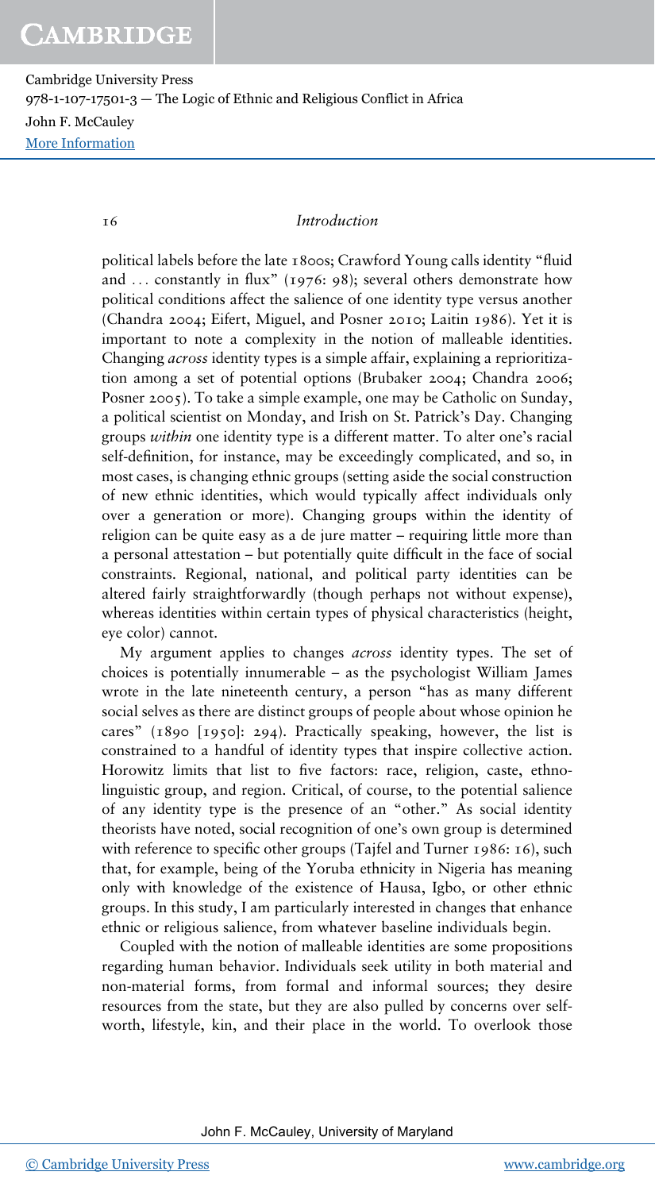political labels before the late 1800s; Crawford Young calls identity "fluid and … constantly in flux" (1976: 98); several others demonstrate how political conditions affect the salience of one identity type versus another (Chandra 2004; Eifert, Miguel, and Posner 2010; Laitin 1986). Yet it is important to note a complexity in the notion of malleable identities. Changing *across* identity types is a simple affair, explaining a reprioritization among a set of potential options (Brubaker 2004; Chandra 2006; Posner 2005). To take a simple example, one may be Catholic on Sunday, a political scientist on Monday, and Irish on St. Patrick's Day. Changing groups *within* one identity type is a different matter. To alter one's racial self-definition, for instance, may be exceedingly complicated, and so, in most cases, is changing ethnic groups (setting aside the social construction of new ethnic identities, which would typically affect individuals only over a generation or more). Changing groups within the identity of religion can be quite easy as a de jure matter – requiring little more than a personal attestation – but potentially quite difficult in the face of social constraints. Regional, national, and political party identities can be altered fairly straightforwardly (though perhaps not without expense), whereas identities within certain types of physical characteristics (height, eye color) cannot.

My argument applies to changes *across* identity types. The set of choices is potentially innumerable – as the psychologist William James wrote in the late nineteenth century, a person "has as many different social selves as there are distinct groups of people about whose opinion he cares" (1890 [1950]: 294). Practically speaking, however, the list is constrained to a handful of identity types that inspire collective action. Horowitz limits that list to five factors: race, religion, caste, ethnolinguistic group, and region. Critical, of course, to the potential salience of any identity type is the presence of an "other." As social identity theorists have noted, social recognition of one's own group is determined with reference to specific other groups (Tajfel and Turner 1986: 16), such that, for example, being of the Yoruba ethnicity in Nigeria has meaning only with knowledge of the existence of Hausa, Igbo, or other ethnic groups. In this study, I am particularly interested in changes that enhance ethnic or religious salience, from whatever baseline individuals begin.

Coupled with the notion of malleable identities are some propositions regarding human behavior. Individuals seek utility in both material and non-material forms, from formal and informal sources; they desire resources from the state, but they are also pulled by concerns over self-worth, lifestyle, kin, and their place in the world. To overlook those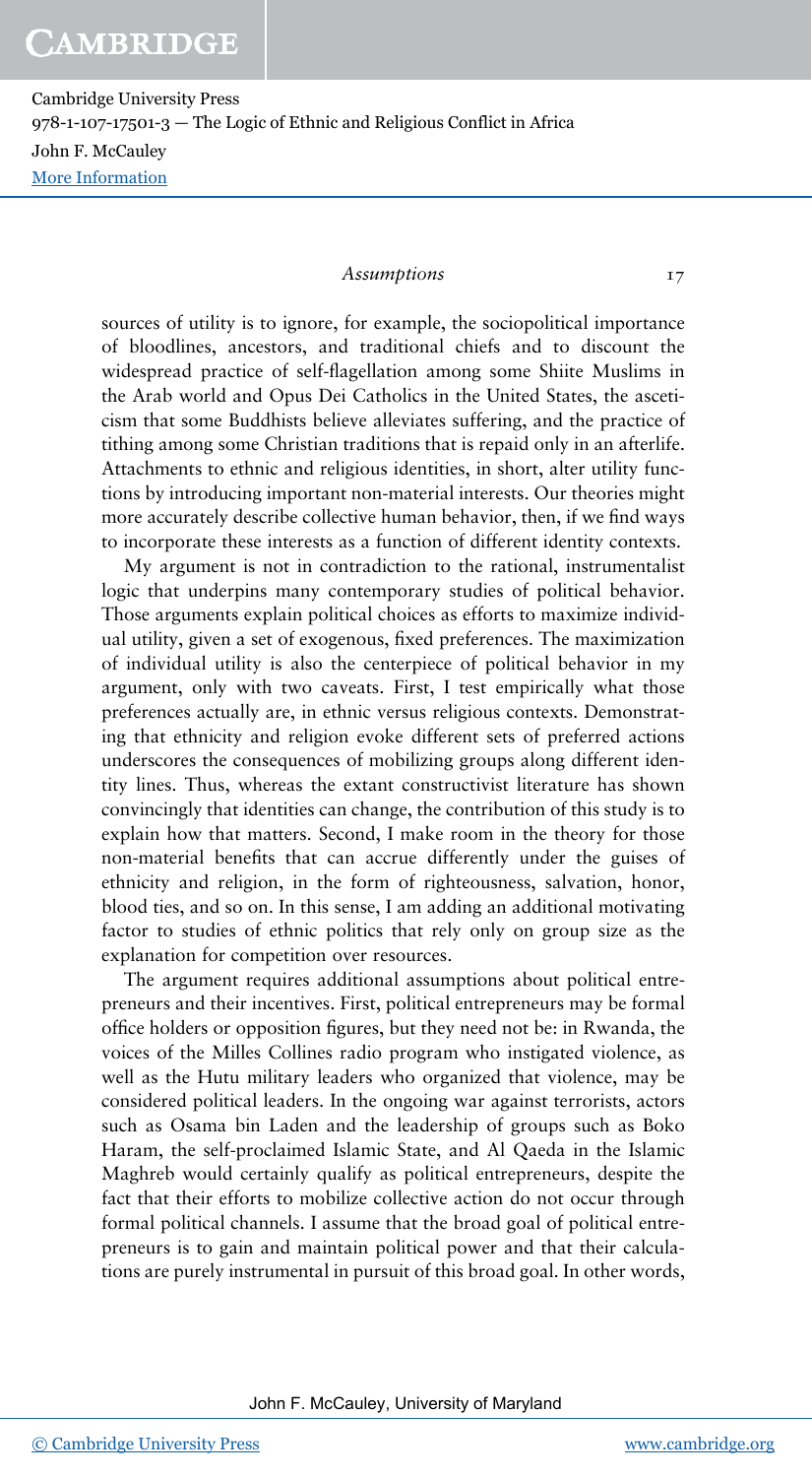sources of utility is to ignore, for example, the sociopolitical importance of bloodlines, ancestors, and traditional chiefs and to discount the widespread practice of self-flagellation among some Shiite Muslims in the Arab world and Opus Dei Catholics in the United States, the asceticism that some Buddhists believe alleviates suffering, and the practice of tithing among some Christian traditions that is repaid only in an afterlife. Attachments to ethnic and religious identities, in short, alter utility functions by introducing important non-material interests. Our theories might more accurately describe collective human behavior, then, if we find ways to incorporate these interests as a function of different identity contexts.

My argument is not in contradiction to the rational, instrumentalist logic that underpins many contemporary studies of political behavior. Those arguments explain political choices as efforts to maximize individual utility, given a set of exogenous, fixed preferences. The maximization of individual utility is also the centerpiece of political behavior in my argument, only with two caveats. First, I test empirically what those preferences actually are, in ethnic versus religious contexts. Demonstrating that ethnicity and religion evoke different sets of preferred actions underscores the consequences of mobilizing groups along different identity lines. Thus, whereas the extant constructivist literature has shown convincingly that identities can change, the contribution of this study is to explain how that matters. Second, I make room in the theory for those non-material benefits that can accrue differently under the guises of ethnicity and religion, in the form of righteousness, salvation, honor, blood ties, and so on. In this sense, I am adding an additional motivating factor to studies of ethnic politics that rely only on group size as the explanation for competition over resources.

The argument requires additional assumptions about political entrepreneurs and their incentives. First, political entrepreneurs may be formal office holders or opposition figures, but they need not be: in Rwanda, the voices of the Milles Collines radio program who instigated violence, as well as the Hutu military leaders who organized that violence, may be considered political leaders. In the ongoing war against terrorists, actors such as Osama bin Laden and the leadership of groups such as Boko Haram, the self-proclaimed Islamic State, and Al Qaeda in the Islamic Maghreb would certainly qualify as political entrepreneurs, despite the fact that their efforts to mobilize collective action do not occur through formal political channels. I assume that the broad goal of political entrepreneurs is to gain and maintain political power and that their calculations are purely instrumental in pursuit of this broad goal. In other words,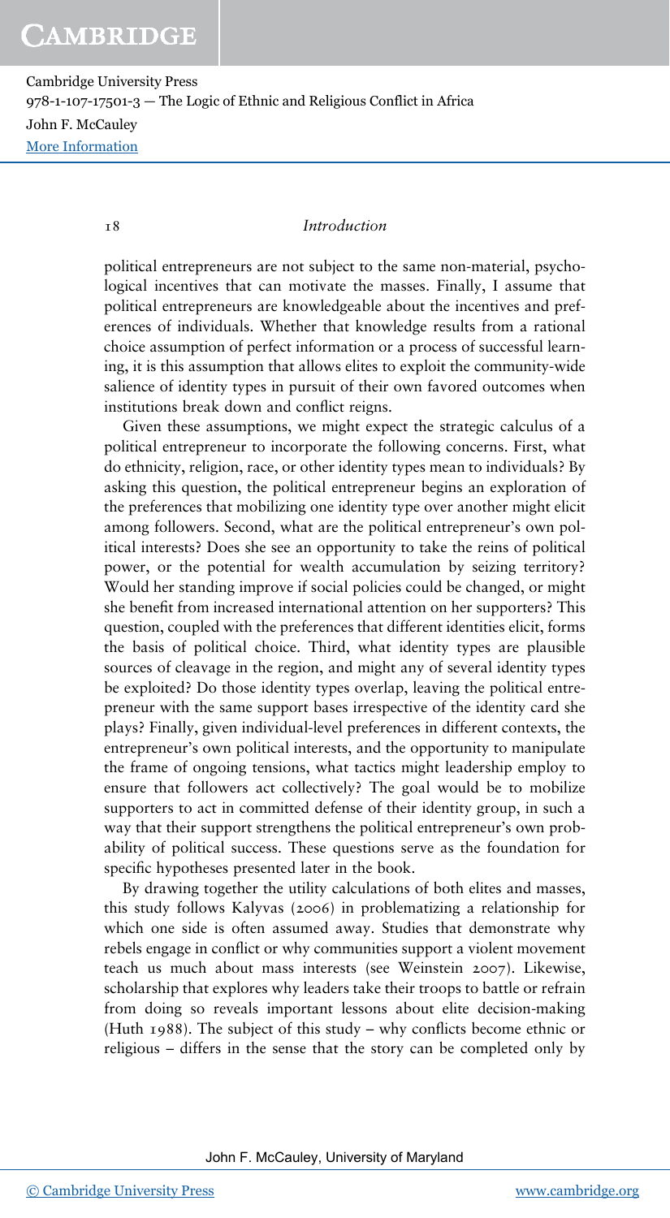political entrepreneurs are not subject to the same non-material, psychological incentives that can motivate the masses. Finally, I assume that political entrepreneurs are knowledgeable about the incentives and preferences of individuals. Whether that knowledge results from a rational choice assumption of perfect information or a process of successful learning, it is this assumption that allows elites to exploit the community-wide salience of identity types in pursuit of their own favored outcomes when institutions break down and conflict reigns.

Given these assumptions, we might expect the strategic calculus of a political entrepreneur to incorporate the following concerns. First, what do ethnicity, religion, race, or other identity types mean to individuals? By asking this question, the political entrepreneur begins an exploration of the preferences that mobilizing one identity type over another might elicit among followers. Second, what are the political entrepreneur's own political interests? Does she see an opportunity to take the reins of political power, or the potential for wealth accumulation by seizing territory? Would her standing improve if social policies could be changed, or might she benefit from increased international attention on her supporters? This question, coupled with the preferences that different identities elicit, forms the basis of political choice. Third, what identity types are plausible sources of cleavage in the region, and might any of several identity types be exploited? Do those identity types overlap, leaving the political entrepreneur with the same support bases irrespective of the identity card she plays? Finally, given individual-level preferences in different contexts, the entrepreneur's own political interests, and the opportunity to manipulate the frame of ongoing tensions, what tactics might leadership employ to ensure that followers act collectively? The goal would be to mobilize supporters to act in committed defense of their identity group, in such a way that their support strengthens the political entrepreneur's own probability of political success. These questions serve as the foundation for specific hypotheses presented later in the book.

By drawing together the utility calculations of both elites and masses, this study follows Kalyvas (2006) in problematizing a relationship for which one side is often assumed away. Studies that demonstrate why rebels engage in conflict or why communities support a violent movement teach us much about mass interests (see Weinstein 2007). Likewise, scholarship that explores why leaders take their troops to battle or refrain from doing so reveals important lessons about elite decision-making (Huth 1988). The subject of this study – why conflicts become ethnic or religious – differs in the sense that the story can be completed only by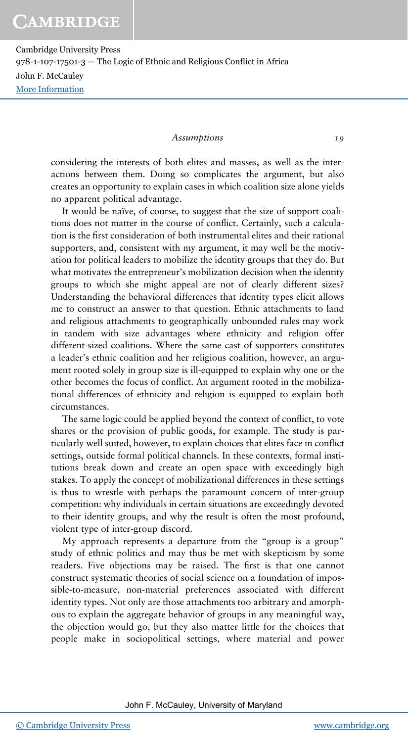considering the interests of both elites and masses, as well as the interactions between them. Doing so complicates the argument, but also creates an opportunity to explain cases in which coalition size alone yields no apparent political advantage.

It would be naïve, of course, to suggest that the size of support coalitions does not matter in the course of conflict. Certainly, such a calculation is the first consideration of both instrumental elites and their rational supporters, and, consistent with my argument, it may well be the motivation for political leaders to mobilize the identity groups that they do. But what motivates the entrepreneur's mobilization decision when the identity groups to which she might appeal are not of clearly different sizes? Understanding the behavioral differences that identity types elicit allows me to construct an answer to that question. Ethnic attachments to land and religious attachments to geographically unbounded rules may work in tandem with size advantages where ethnicity and religion offer different-sized coalitions. Where the same cast of supporters constitutes a leader's ethnic coalition and her religious coalition, however, an argument rooted solely in group size is ill-equipped to explain why one or the other becomes the focus of conflict. An argument rooted in the mobilizational differences of ethnicity and religion is equipped to explain both circumstances.

The same logic could be applied beyond the context of conflict, to vote shares or the provision of public goods, for example. The study is particularly well suited, however, to explain choices that elites face in conflict settings, outside formal political channels. In these contexts, formal institutions break down and create an open space with exceedingly high stakes. To apply the concept of mobilizational differences in these settings is thus to wrestle with perhaps the paramount concern of inter-group competition: why individuals in certain situations are exceedingly devoted to their identity groups, and why the result is often the most profound, violent type of inter-group discord.

My approach represents a departure from the "group is a group" study of ethnic politics and may thus be met with skepticism by some readers. Five objections may be raised. The first is that one cannot construct systematic theories of social science on a foundation of impossible-to-measure, non-material preferences associated with different identity types. Not only are those attachments too arbitrary and amorphous to explain the aggregate behavior of groups in any meaningful way, the objection would go, but they also matter little for the choices that people make in sociopolitical settings, where material and power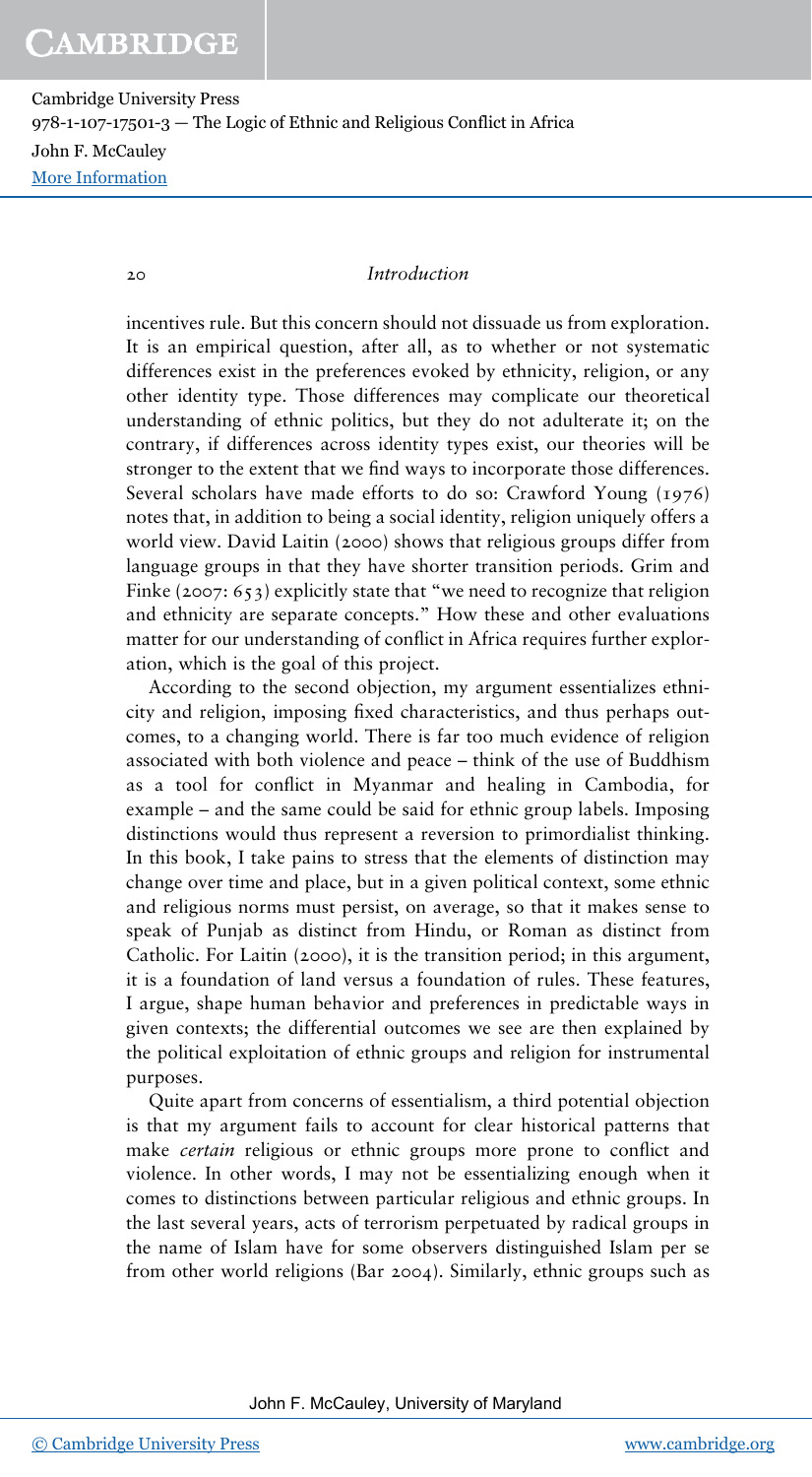incentives rule. But this concern should not dissuade us from exploration. It is an empirical question, after all, as to whether or not systematic differences exist in the preferences evoked by ethnicity, religion, or any other identity type. Those differences may complicate our theoretical understanding of ethnic politics, but they do not adulterate it; on the contrary, if differences across identity types exist, our theories will be stronger to the extent that we find ways to incorporate those differences. Several scholars have made efforts to do so: Crawford Young (1976) notes that, in addition to being a social identity, religion uniquely offers a world view. David Laitin (2000) shows that religious groups differ from language groups in that they have shorter transition periods. Grim and Finke (2007: 653) explicitly state that "we need to recognize that religion and ethnicity are separate concepts." How these and other evaluations matter for our understanding of conflict in Africa requires further exploration, which is the goal of this project.

According to the second objection, my argument essentializes ethnicity and religion, imposing fixed characteristics, and thus perhaps outcomes, to a changing world. There is far too much evidence of religion associated with both violence and peace – think of the use of Buddhism as a tool for conflict in Myanmar and healing in Cambodia, for example – and the same could be said for ethnic group labels. Imposing distinctions would thus represent a reversion to primordialist thinking. In this book, I take pains to stress that the elements of distinction may change over time and place, but in a given political context, some ethnic and religious norms must persist, on average, so that it makes sense to speak of Punjab as distinct from Hindu, or Roman as distinct from Catholic. For Laitin (2000), it is the transition period; in this argument, it is a foundation of land versus a foundation of rules. These features, I argue, shape human behavior and preferences in predictable ways in given contexts; the differential outcomes we see are then explained by the political exploitation of ethnic groups and religion for instrumental purposes.

Quite apart from concerns of essentialism, a third potential objection is that my argument fails to account for clear historical patterns that make *certain* religious or ethnic groups more prone to conflict and violence. In other words, I may not be essentializing enough when it comes to distinctions between particular religious and ethnic groups. In the last several years, acts of terrorism perpetuated by radical groups in the name of Islam have for some observers distinguished Islam per se from other world religions (Bar 2004). Similarly, ethnic groups such as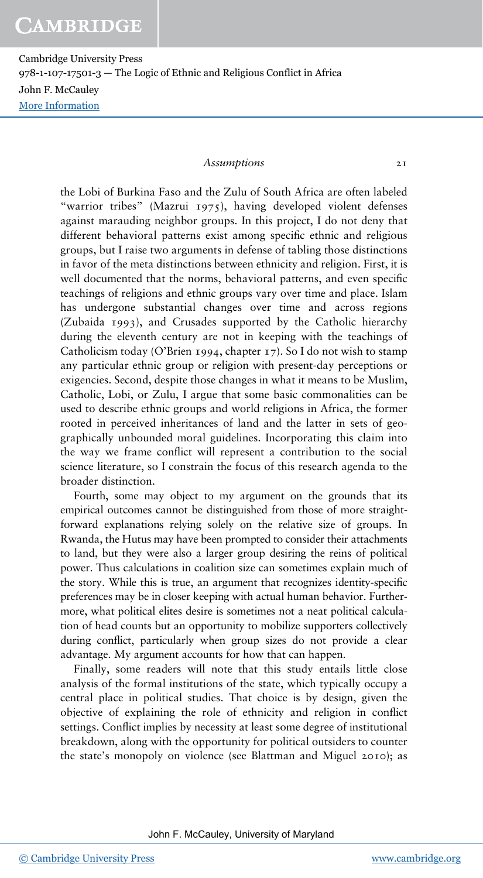the Lobi of Burkina Faso and the Zulu of South Africa are often labeled "warrior tribes" (Mazrui 1975), having developed violent defenses against marauding neighbor groups. In this project, I do not deny that different behavioral patterns exist among specific ethnic and religious groups, but I raise two arguments in defense of tabling those distinctions in favor of the meta distinctions between ethnicity and religion. First, it is well documented that the norms, behavioral patterns, and even specific teachings of religions and ethnic groups vary over time and place. Islam has undergone substantial changes over time and across regions (Zubaida 1993), and Crusades supported by the Catholic hierarchy during the eleventh century are not in keeping with the teachings of Catholicism today (O'Brien 1994, chapter 17). So I do not wish to stamp any particular ethnic group or religion with present-day perceptions or exigencies. Second, despite those changes in what it means to be Muslim, Catholic, Lobi, or Zulu, I argue that some basic commonalities can be used to describe ethnic groups and world religions in Africa, the former rooted in perceived inheritances of land and the latter in sets of geographically unbounded moral guidelines. Incorporating this claim into the way we frame conflict will represent a contribution to the social science literature, so I constrain the focus of this research agenda to the broader distinction.

Fourth, some may object to my argument on the grounds that its empirical outcomes cannot be distinguished from those of more straightforward explanations relying solely on the relative size of groups. In Rwanda, the Hutus may have been prompted to consider their attachments to land, but they were also a larger group desiring the reins of political power. Thus calculations in coalition size can sometimes explain much of the story. While this is true, an argument that recognizes identity-specific preferences may be in closer keeping with actual human behavior. Furthermore, what political elites desire is sometimes not a neat political calculation of head counts but an opportunity to mobilize supporters collectively during conflict, particularly when group sizes do not provide a clear advantage. My argument accounts for how that can happen.

Finally, some readers will note that this study entails little close analysis of the formal institutions of the state, which typically occupy a central place in political studies. That choice is by design, given the objective of explaining the role of ethnicity and religion in conflict settings. Conflict implies by necessity at least some degree of institutional breakdown, along with the opportunity for political outsiders to counter the state's monopoly on violence (see Blattman and Miguel 2010); as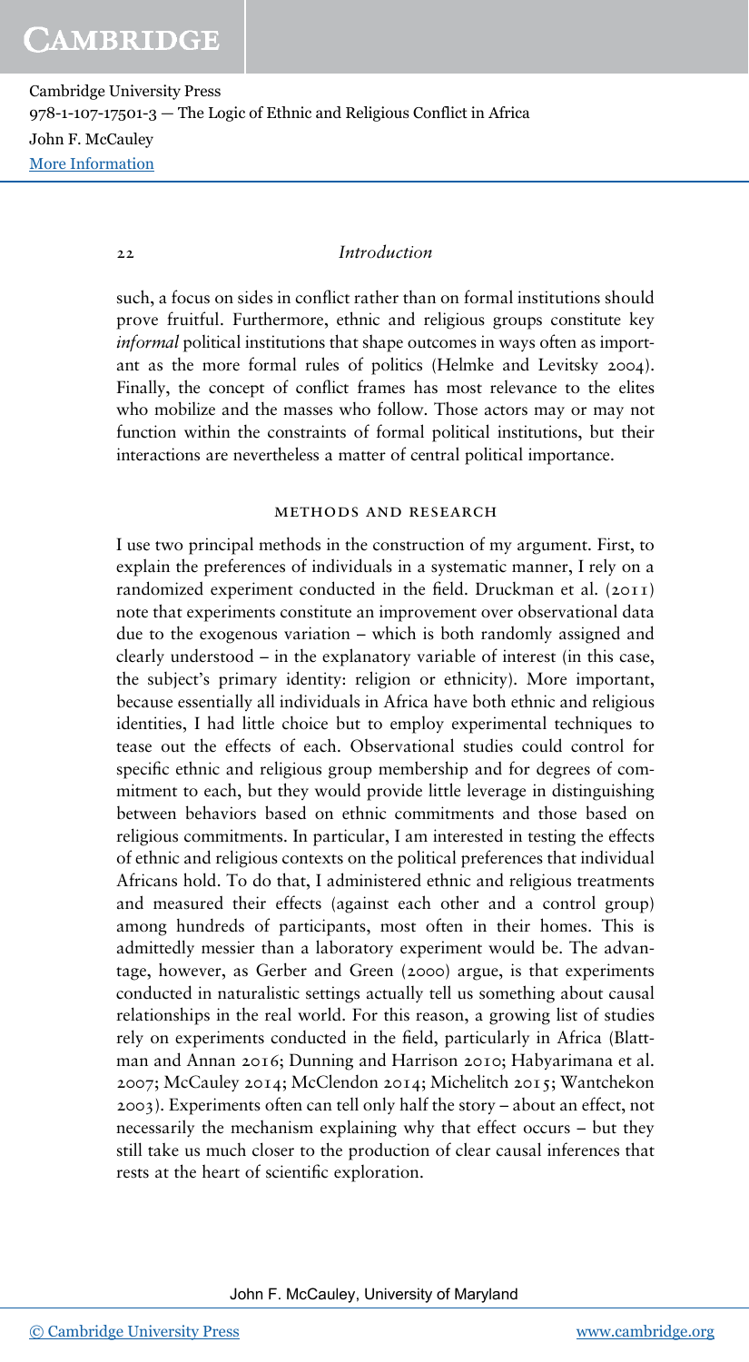such, a focus on sides in conflict rather than on formal institutions should prove fruitful. Furthermore, ethnic and religious groups constitute key *informal* political institutions that shape outcomes in ways often as important as the more formal rules of politics (Helmke and Levitsky 2004). Finally, the concept of conflict frames has most relevance to the elites who mobilize and the masses who follow. Those actors may or may not function within the constraints of formal political institutions, but their interactions are nevertheless a matter of central political importance.

## METHODS AND RESEARCH

I use two principal methods in the construction of my argument. First, to explain the preferences of individuals in a systematic manner, I rely on a randomized experiment conducted in the field. Druckman et al. (2011) note that experiments constitute an improvement over observational data due to the exogenous variation – which is both randomly assigned and clearly understood – in the explanatory variable of interest (in this case, the subject's primary identity: religion or ethnicity). More important, because essentially all individuals in Africa have both ethnic and religious identities, I had little choice but to employ experimental techniques to tease out the effects of each. Observational studies could control for specific ethnic and religious group membership and for degrees of commitment to each, but they would provide little leverage in distinguishing between behaviors based on ethnic commitments and those based on religious commitments. In particular, I am interested in testing the effects of ethnic and religious contexts on the political preferences that individual Africans hold. To do that, I administered ethnic and religious treatments and measured their effects (against each other and a control group) among hundreds of participants, most often in their homes. This is admittedly messier than a laboratory experiment would be. The advantage, however, as Gerber and Green (2000) argue, is that experiments conducted in naturalistic settings actually tell us something about causal relationships in the real world. For this reason, a growing list of studies rely on experiments conducted in the field, particularly in Africa (Blattman and Annan 2016; Dunning and Harrison 2010; Habyarimana et al. 2007; McCauley 2014; McClendon 2014; Michelitch 2015; Wantchekon 2003). Experiments often can tell only half the story – about an effect, not necessarily the mechanism explaining why that effect occurs – but they still take us much closer to the production of clear causal inferences that rests at the heart of scientific exploration.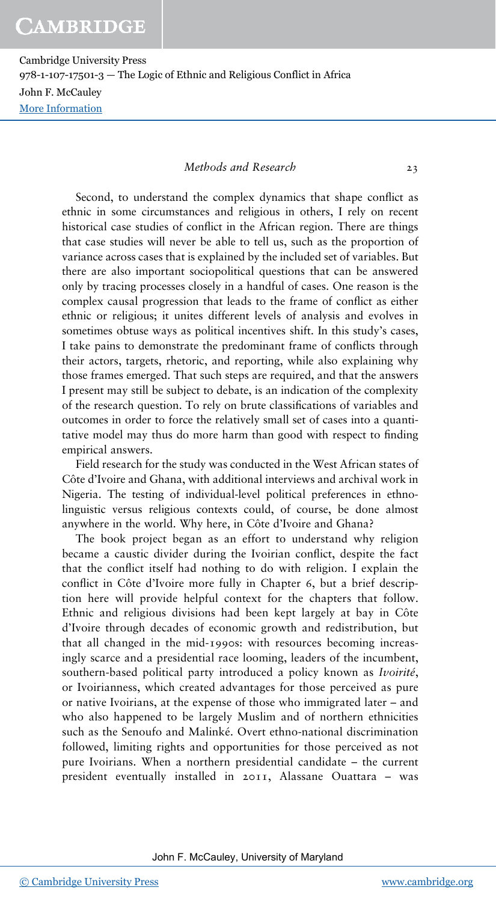Second, to understand the complex dynamics that shape conflict as ethnic in some circumstances and religious in others, I rely on recent historical case studies of conflict in the African region. There are things that case studies will never be able to tell us, such as the proportion of variance across cases that is explained by the included set of variables. But there are also important sociopolitical questions that can be answered only by tracing processes closely in a handful of cases. One reason is the complex causal progression that leads to the frame of conflict as either ethnic or religious; it unites different levels of analysis and evolves in sometimes obtuse ways as political incentives shift. In this study's cases, I take pains to demonstrate the predominant frame of conflicts through their actors, targets, rhetoric, and reporting, while also explaining why those frames emerged. That such steps are required, and that the answers I present may still be subject to debate, is an indication of the complexity of the research question. To rely on brute classifications of variables and outcomes in order to force the relatively small set of cases into a quantitative model may thus do more harm than good with respect to finding empirical answers.

Field research for the study was conducted in the West African states of Côte d'Ivoire and Ghana, with additional interviews and archival work in Nigeria. The testing of individual-level political preferences in ethnolinguistic versus religious contexts could, of course, be done almost anywhere in the world. Why here, in Côte d'Ivoire and Ghana?

The book project began as an effort to understand why religion became a caustic divider during the Ivoirian conflict, despite the fact that the conflict itself had nothing to do with religion. I explain the conflict in Côte d'Ivoire more fully in Chapter 6, but a brief description here will provide helpful context for the chapters that follow. Ethnic and religious divisions had been kept largely at bay in Côte d'Ivoire through decades of economic growth and redistribution, but that all changed in the mid-1990s: with resources becoming increasingly scarce and a presidential race looming, leaders of the incumbent, southern-based political party introduced a policy known as *Ivoirité*, or Ivoirianness, which created advantages for those perceived as pure or native Ivoirians, at the expense of those who immigrated later – and who also happened to be largely Muslim and of northern ethnicities such as the Senoufo and Malinké. Overt ethno-national discrimination followed, limiting rights and opportunities for those perceived as not pure Ivoirians. When a northern presidential candidate – the current president eventually installed in 2011, Alassane Ouattara – was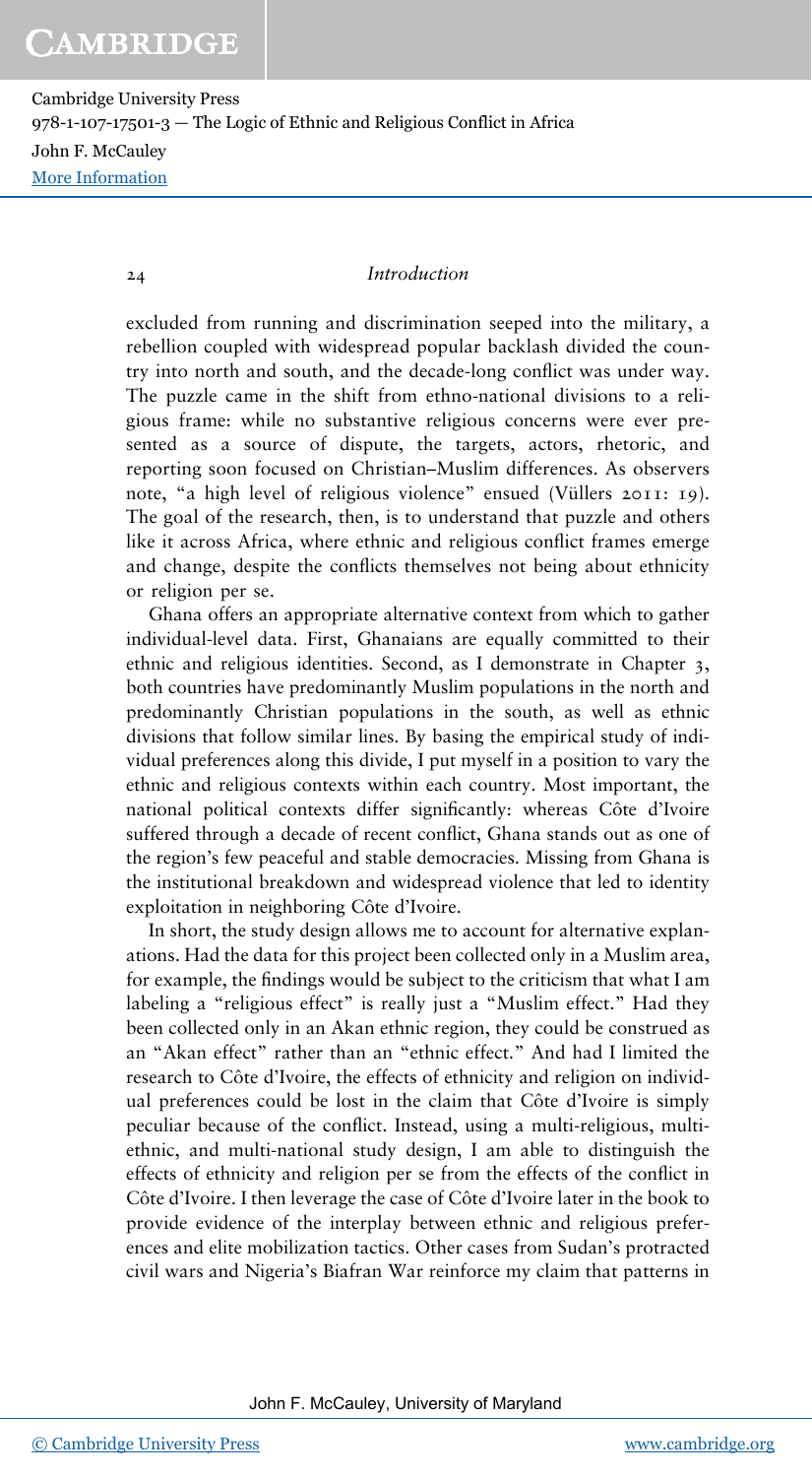excluded from running and discrimination seeped into the military, a rebellion coupled with widespread popular backlash divided the country into north and south, and the decade-long conflict was under way. The puzzle came in the shift from ethno-national divisions to a religious frame: while no substantive religious concerns were ever presented as a source of dispute, the targets, actors, rhetoric, and reporting soon focused on Christian–Muslim differences. As observers note, "a high level of religious violence" ensued (Vüllers 2011: 19). The goal of the research, then, is to understand that puzzle and others like it across Africa, where ethnic and religious conflict frames emerge and change, despite the conflicts themselves not being about ethnicity or religion per se.

Ghana offers an appropriate alternative context from which to gather individual-level data. First, Ghanaians are equally committed to their ethnic and religious identities. Second, as I demonstrate in Chapter 3, both countries have predominantly Muslim populations in the north and predominantly Christian populations in the south, as well as ethnic divisions that follow similar lines. By basing the empirical study of individual preferences along this divide, I put myself in a position to vary the ethnic and religious contexts within each country. Most important, the national political contexts differ significantly: whereas Côte d'Ivoire suffered through a decade of recent conflict, Ghana stands out as one of the region's few peaceful and stable democracies. Missing from Ghana is the institutional breakdown and widespread violence that led to identity exploitation in neighboring Côte d'Ivoire.

In short, the study design allows me to account for alternative explanations. Had the data for this project been collected only in a Muslim area, for example, the findings would be subject to the criticism that what I am labeling a "religious effect" is really just a "Muslim effect." Had they been collected only in an Akan ethnic region, they could be construed as an "Akan effect" rather than an "ethnic effect." And had I limited the research to Côte d'Ivoire, the effects of ethnicity and religion on individual preferences could be lost in the claim that Côte d'Ivoire is simply peculiar because of the conflict. Instead, using a multi-religious, multi-ethnic, and multi-national study design, I am able to distinguish the effects of ethnicity and religion per se from the effects of the conflict in Côte d'Ivoire. I then leverage the case of Côte d'Ivoire later in the book to provide evidence of the interplay between ethnic and religious preferences and elite mobilization tactics. Other cases from Sudan's protracted civil wars and Nigeria's Biafran War reinforce my claim that patterns in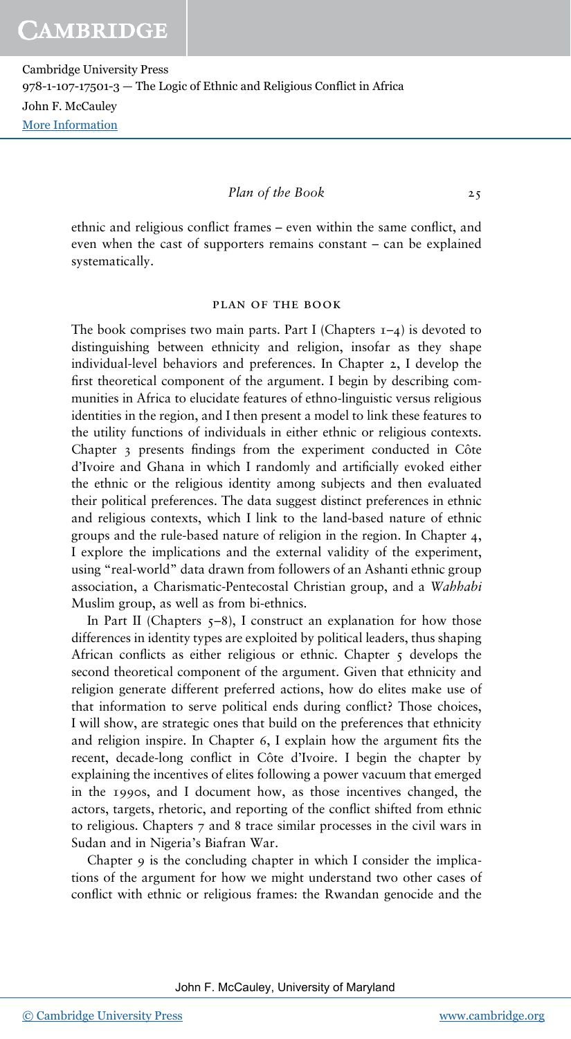ethnic and religious conflict frames – even within the same conflict, and even when the cast of supporters remains constant – can be explained systematically.

## PLAN OF THE BOOK

The book comprises two main parts. Part I (Chapters 1–4) is devoted to distinguishing between ethnicity and religion, insofar as they shape individual-level behaviors and preferences. In Chapter 2, I develop the first theoretical component of the argument. I begin by describing communities in Africa to elucidate features of ethno-linguistic versus religious identities in the region, and I then present a model to link these features to the utility functions of individuals in either ethnic or religious contexts. Chapter 3 presents findings from the experiment conducted in Côte d'Ivoire and Ghana in which I randomly and artificially evoked either the ethnic or the religious identity among subjects and then evaluated their political preferences. The data suggest distinct preferences in ethnic and religious contexts, which I link to the land-based nature of ethnic groups and the rule-based nature of religion in the region. In Chapter 4, I explore the implications and the external validity of the experiment, using "real-world" data drawn from followers of an Ashanti ethnic group association, a Charismatic-Pentecostal Christian group, and a *Wahhabi* Muslim group, as well as from bi-ethnics.

In Part II (Chapters 5–8), I construct an explanation for how those differences in identity types are exploited by political leaders, thus shaping African conflicts as either religious or ethnic. Chapter 5 develops the second theoretical component of the argument. Given that ethnicity and religion generate different preferred actions, how do elites make use of that information to serve political ends during conflict? Those choices, I will show, are strategic ones that build on the preferences that ethnicity and religion inspire. In Chapter 6, I explain how the argument fits the recent, decade-long conflict in Côte d'Ivoire. I begin the chapter by explaining the incentives of elites following a power vacuum that emerged in the 1990s, and I document how, as those incentives changed, the actors, targets, rhetoric, and reporting of the conflict shifted from ethnic to religious. Chapters 7 and 8 trace similar processes in the civil wars in Sudan and in Nigeria's Biafran War.

Chapter 9 is the concluding chapter in which I consider the implications of the argument for how we might understand two other cases of conflict with ethnic or religious frames: the Rwandan genocide and the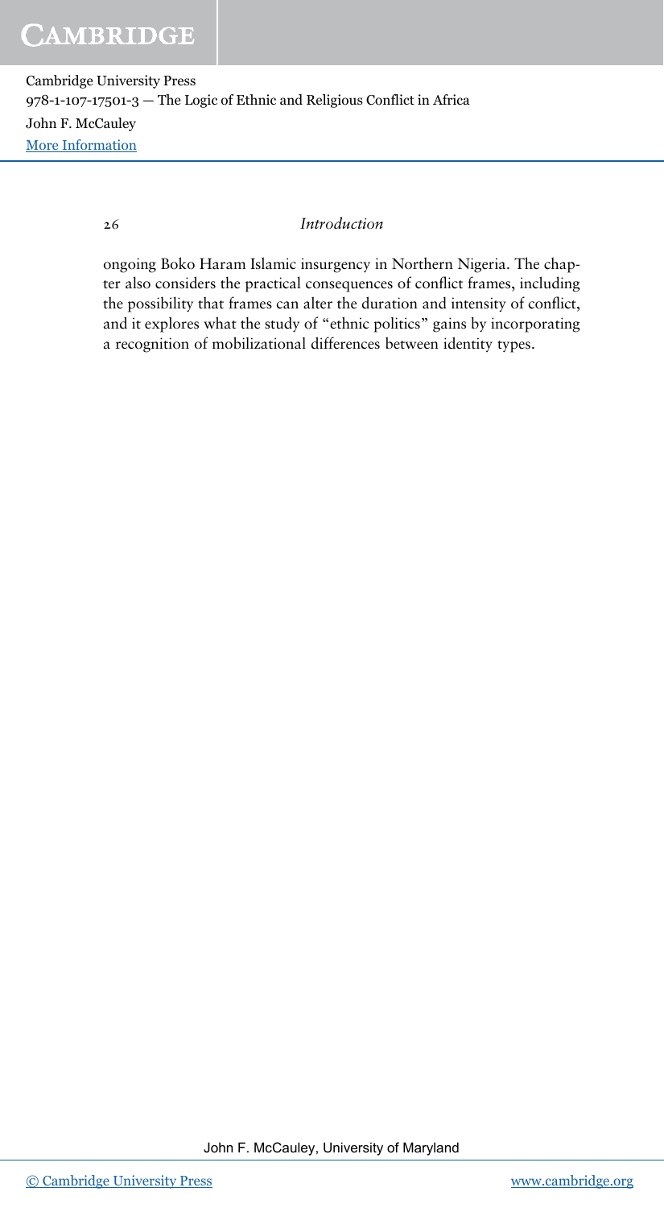ongoing Boko Haram Islamic insurgency in Northern Nigeria. The chapter also considers the practical consequences of conflict frames, including the possibility that frames can alter the duration and intensity of conflict, and it explores what the study of "ethnic politics" gains by incorporating a recognition of mobilizational differences between identity types.